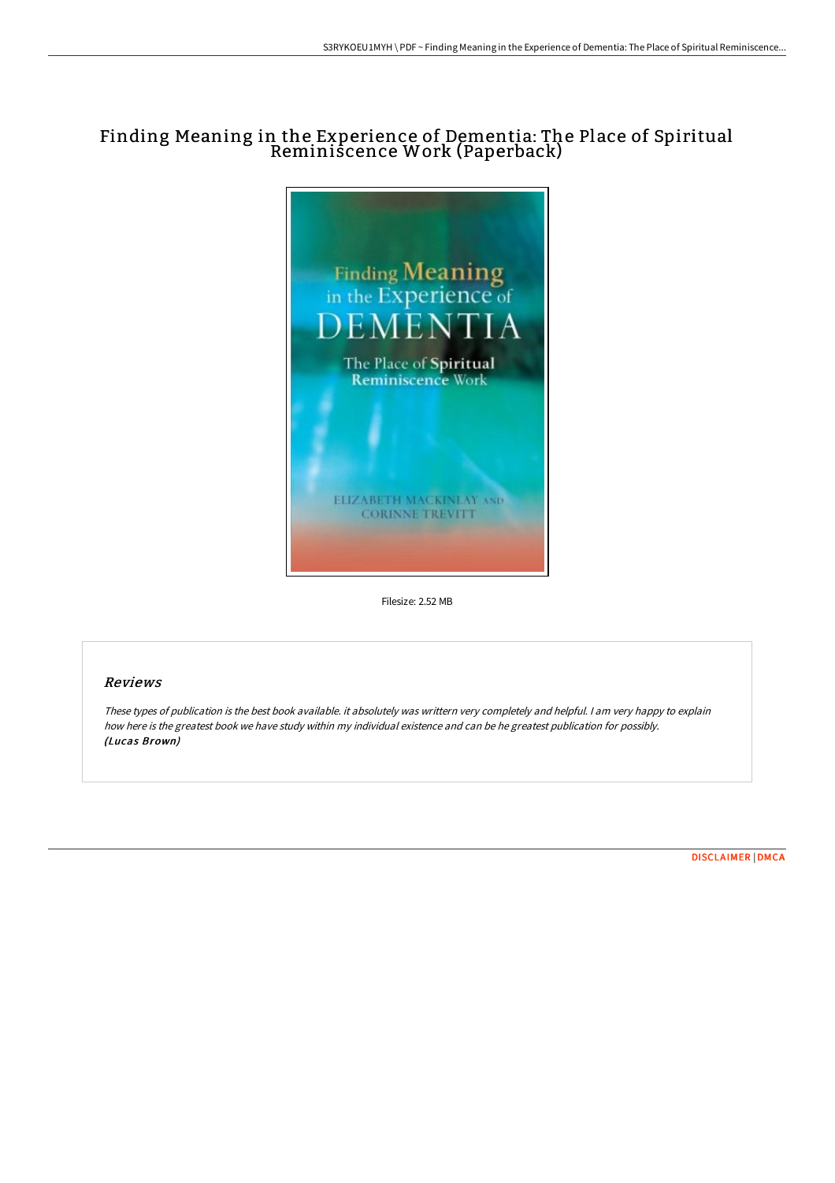# Finding Meaning in the Experience of Dementia: The Place of Spiritual Reminiscence Work (Paperback)

Filesize: 2.52 MB

## *Reviews*

*These types of publication is the best book available. it absolutely was writtern very completely and helpful. I am very happy to explain how here is the greatest book we have study within my individual existence and can be he greatest publication for possibly.*
***(Lucas Brown)***

DISCLAIMER | DMCA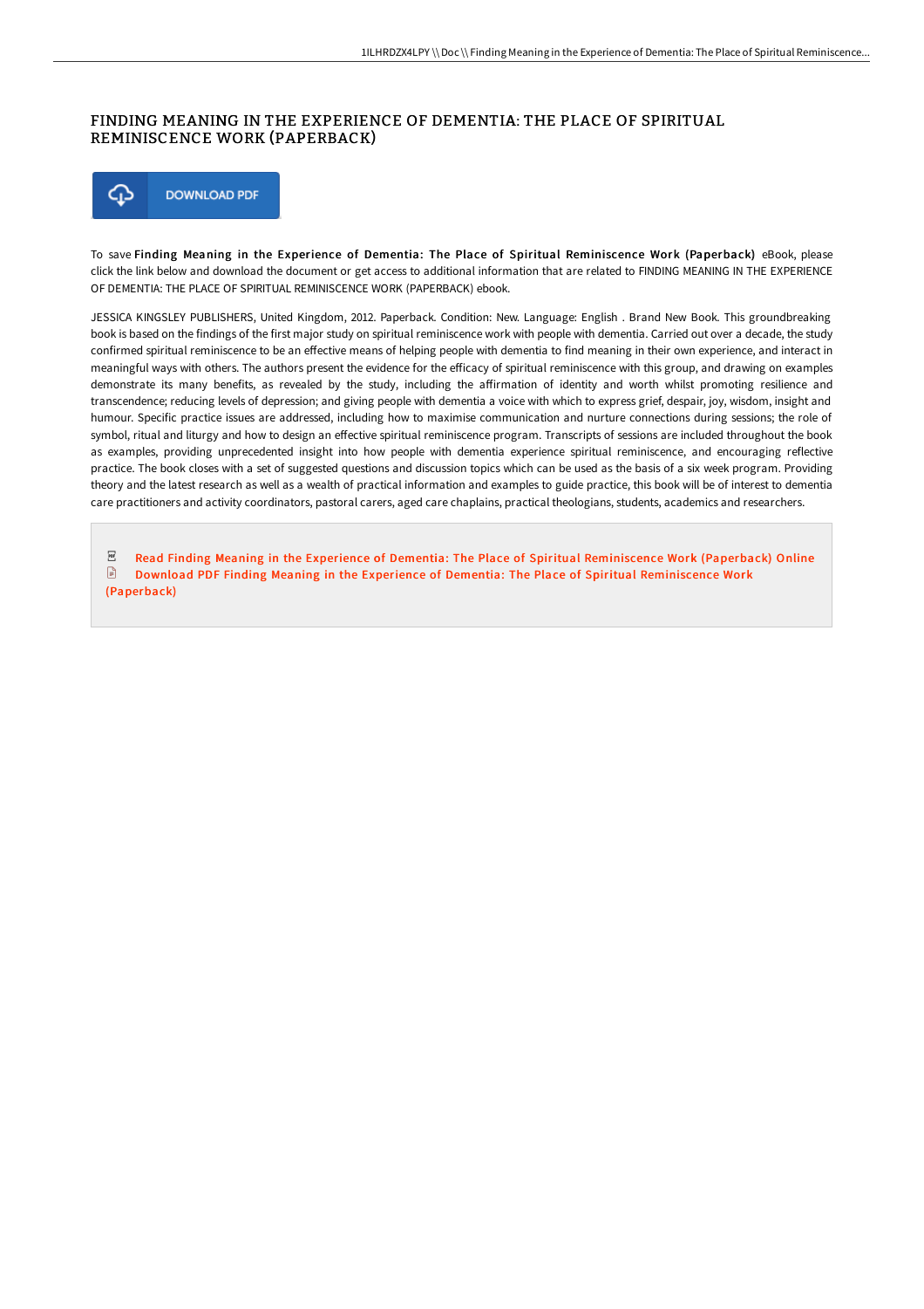# FINDING MEANING IN THE EXPERIENCE OF DEMENTIA: THE PLACE OF SPIRITUAL REMINISCENCE WORK (PAPERBACK)

DOWNLOAD PDF

To save **Finding Meaning in the Experience of Dementia: The Place of Spiritual Reminiscence Work (Paperback)** eBook, please click the link below and download the document or get access to additional information that are related to FINDING MEANING IN THE EXPERIENCE OF DEMENTIA: THE PLACE OF SPIRITUAL REMINISCENCE WORK (PAPERBACK) ebook.

JESSICA KINGSLEY PUBLISHERS, United Kingdom, 2012. Paperback. Condition: New. Language: English . Brand New Book. This groundbreaking book is based on the findings of the first major study on spiritual reminiscence work with people with dementia. Carried out over a decade, the study confirmed spiritual reminiscence to be an effective means of helping people with dementia to find meaning in their own experience, and interact in meaningful ways with others. The authors present the evidence for the efficacy of spiritual reminiscence with this group, and drawing on examples demonstrate its many benefits, as revealed by the study, including the affirmation of identity and worth whilst promoting resilience and transcendence; reducing levels of depression; and giving people with dementia a voice with which to express grief, despair, joy, wisdom, insight and humour. Specific practice issues are addressed, including how to maximise communication and nurture connections during sessions; the role of symbol, ritual and liturgy and how to design an effective spiritual reminiscence program. Transcripts of sessions are included throughout the book as examples, providing unprecedented insight into how people with dementia experience spiritual reminiscence, and encouraging reflective practice. The book closes with a set of suggested questions and discussion topics which can be used as the basis of a six week program. Providing theory and the latest research as well as a wealth of practical information and examples to guide practice, this book will be of interest to dementia care practitioners and activity coordinators, pastoral carers, aged care chaplains, practical theologians, students, academics and researchers.

- Read Finding Meaning in the Experience of Dementia: The Place of Spiritual Reminiscence Work (Paperback) Online
- Download PDF Finding Meaning in the Experience of Dementia: The Place of Spiritual Reminiscence Work (Paperback)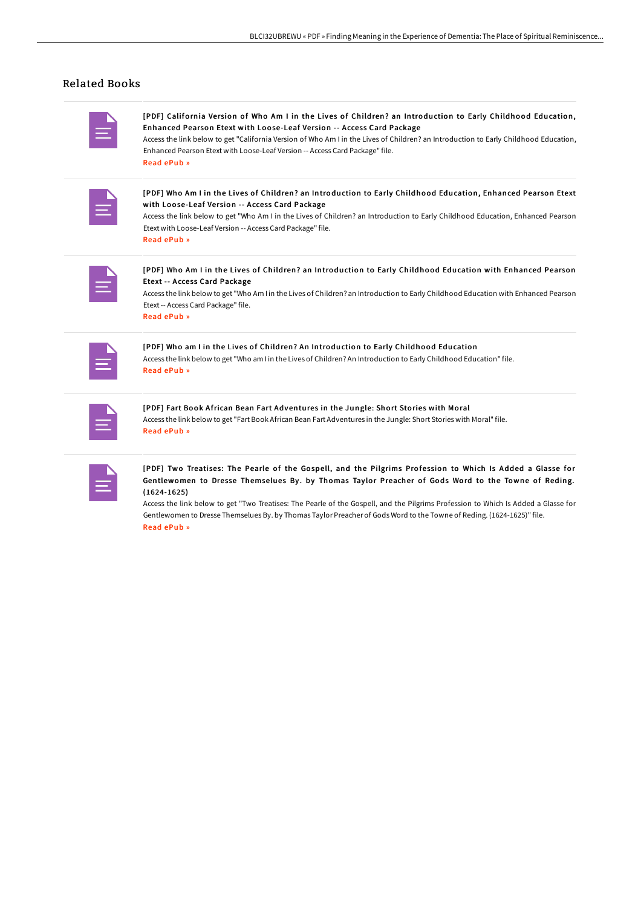## Related Books

**[PDF] California Version of Who Am I in the Lives of Children? an Introduction to Early Childhood Education, Enhanced Pearson Etext with Loose-Leaf Version -- Access Card Package**

Access the link below to get "California Version of Who Am I in the Lives of Children? an Introduction to Early Childhood Education, Enhanced Pearson Etext with Loose-Leaf Version -- Access Card Package" file.

Read ePub »

**[PDF] Who Am I in the Lives of Children? an Introduction to Early Childhood Education, Enhanced Pearson Etext with Loose-Leaf Version -- Access Card Package**

Access the link below to get "Who Am I in the Lives of Children? an Introduction to Early Childhood Education, Enhanced Pearson Etext with Loose-Leaf Version -- Access Card Package" file.

Read ePub »

**[PDF] Who Am I in the Lives of Children? an Introduction to Early Childhood Education with Enhanced Pearson Etext -- Access Card Package**

Access the link below to get "Who Am I in the Lives of Children? an Introduction to Early Childhood Education with Enhanced Pearson Etext -- Access Card Package" file.

Read ePub »

**[PDF] Who am I in the Lives of Children? An Introduction to Early Childhood Education**

Access the link below to get "Who am I in the Lives of Children? An Introduction to Early Childhood Education" file.

Read ePub »

**[PDF] Fart Book African Bean Fart Adventures in the Jungle: Short Stories with Moral**

Access the link below to get "Fart Book African Bean Fart Adventures in the Jungle: Short Stories with Moral" file.

Read ePub »

**[PDF] Two Treatises: The Pearle of the Gospell, and the Pilgrims Profession to Which Is Added a Glasse for Gentlewomen to Dresse Themselues By. by Thomas Taylor Preacher of Gods Word to the Towne of Reding. (1624-1625)**

Access the link below to get "Two Treatises: The Pearle of the Gospell, and the Pilgrims Profession to Which Is Added a Glasse for Gentlewomen to Dresse Themselues By. by Thomas Taylor Preacher of Gods Word to the Towne of Reding. (1624-1625)" file.

Read ePub »